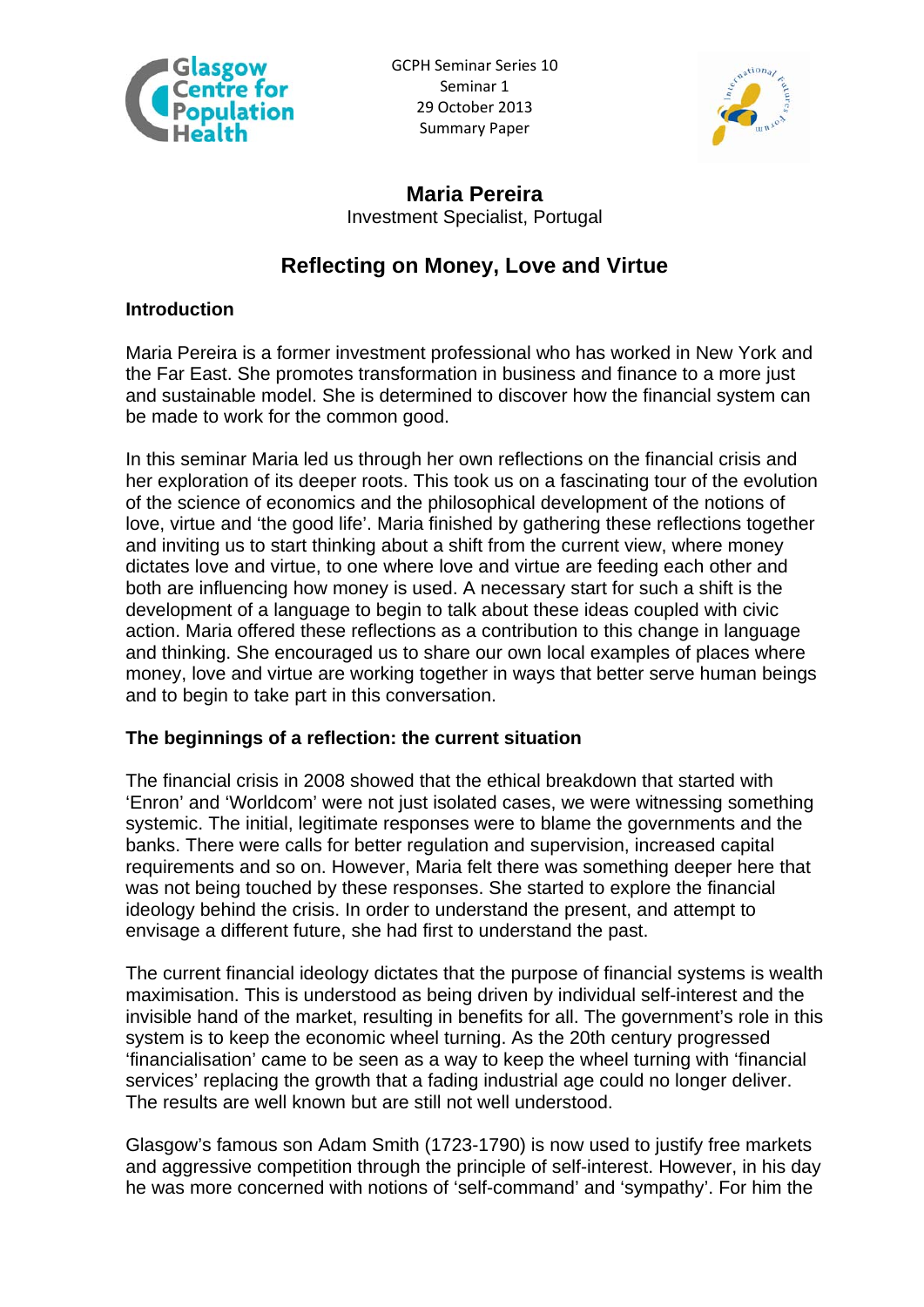GCPH Seminar Series 10
Seminar 1
29 October 2013
Summary Paper

# Maria Pereira

Investment Specialist, Portugal

## Reflecting on Money, Love and Virtue

### Introduction

Maria Pereira is a former investment professional who has worked in New York and the Far East. She promotes transformation in business and finance to a more just and sustainable model. She is determined to discover how the financial system can be made to work for the common good.

In this seminar Maria led us through her own reflections on the financial crisis and her exploration of its deeper roots. This took us on a fascinating tour of the evolution of the science of economics and the philosophical development of the notions of love, virtue and 'the good life'. Maria finished by gathering these reflections together and inviting us to start thinking about a shift from the current view, where money dictates love and virtue, to one where love and virtue are feeding each other and both are influencing how money is used. A necessary start for such a shift is the development of a language to begin to talk about these ideas coupled with civic action. Maria offered these reflections as a contribution to this change in language and thinking. She encouraged us to share our own local examples of places where money, love and virtue are working together in ways that better serve human beings and to begin to take part in this conversation.

### The beginnings of a reflection: the current situation

The financial crisis in 2008 showed that the ethical breakdown that started with 'Enron' and 'Worldcom' were not just isolated cases, we were witnessing something systemic. The initial, legitimate responses were to blame the governments and the banks. There were calls for better regulation and supervision, increased capital requirements and so on. However, Maria felt there was something deeper here that was not being touched by these responses. She started to explore the financial ideology behind the crisis. In order to understand the present, and attempt to envisage a different future, she had first to understand the past.

The current financial ideology dictates that the purpose of financial systems is wealth maximisation. This is understood as being driven by individual self-interest and the invisible hand of the market, resulting in benefits for all. The government's role in this system is to keep the economic wheel turning. As the 20th century progressed 'financialisation' came to be seen as a way to keep the wheel turning with 'financial services' replacing the growth that a fading industrial age could no longer deliver. The results are well known but are still not well understood.

Glasgow's famous son Adam Smith (1723-1790) is now used to justify free markets and aggressive competition through the principle of self-interest. However, in his day he was more concerned with notions of 'self-command' and 'sympathy'. For him the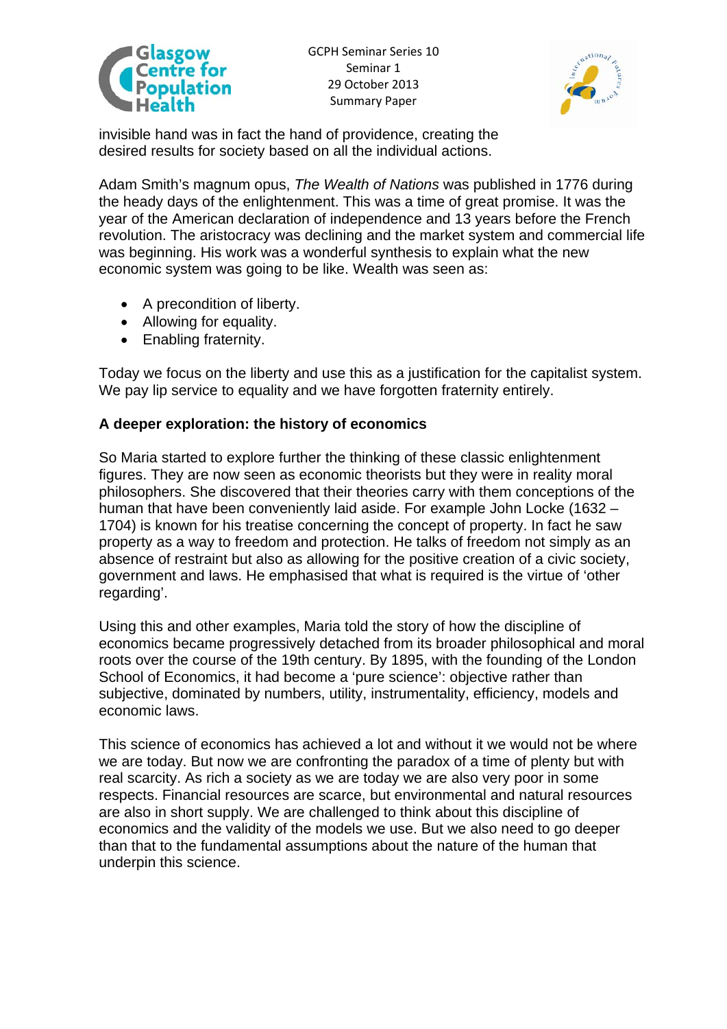invisible hand was in fact the hand of providence, creating the desired results for society based on all the individual actions.

Adam Smith's magnum opus, *The Wealth of Nations* was published in 1776 during the heady days of the enlightenment. This was a time of great promise. It was the year of the American declaration of independence and 13 years before the French revolution. The aristocracy was declining and the market system and commercial life was beginning. His work was a wonderful synthesis to explain what the new economic system was going to be like. Wealth was seen as:

- A precondition of liberty.
- Allowing for equality.
- Enabling fraternity.

Today we focus on the liberty and use this as a justification for the capitalist system. We pay lip service to equality and we have forgotten fraternity entirely.

**A deeper exploration: the history of economics**

So Maria started to explore further the thinking of these classic enlightenment figures. They are now seen as economic theorists but they were in reality moral philosophers. She discovered that their theories carry with them conceptions of the human that have been conveniently laid aside. For example John Locke (1632 – 1704) is known for his treatise concerning the concept of property. In fact he saw property as a way to freedom and protection. He talks of freedom not simply as an absence of restraint but also as allowing for the positive creation of a civic society, government and laws. He emphasised that what is required is the virtue of 'other regarding'.

Using this and other examples, Maria told the story of how the discipline of economics became progressively detached from its broader philosophical and moral roots over the course of the 19th century. By 1895, with the founding of the London School of Economics, it had become a 'pure science': objective rather than subjective, dominated by numbers, utility, instrumentality, efficiency, models and economic laws.

This science of economics has achieved a lot and without it we would not be where we are today. But now we are confronting the paradox of a time of plenty but with real scarcity. As rich a society as we are today we are also very poor in some respects. Financial resources are scarce, but environmental and natural resources are also in short supply. We are challenged to think about this discipline of economics and the validity of the models we use. But we also need to go deeper than that to the fundamental assumptions about the nature of the human that underpin this science.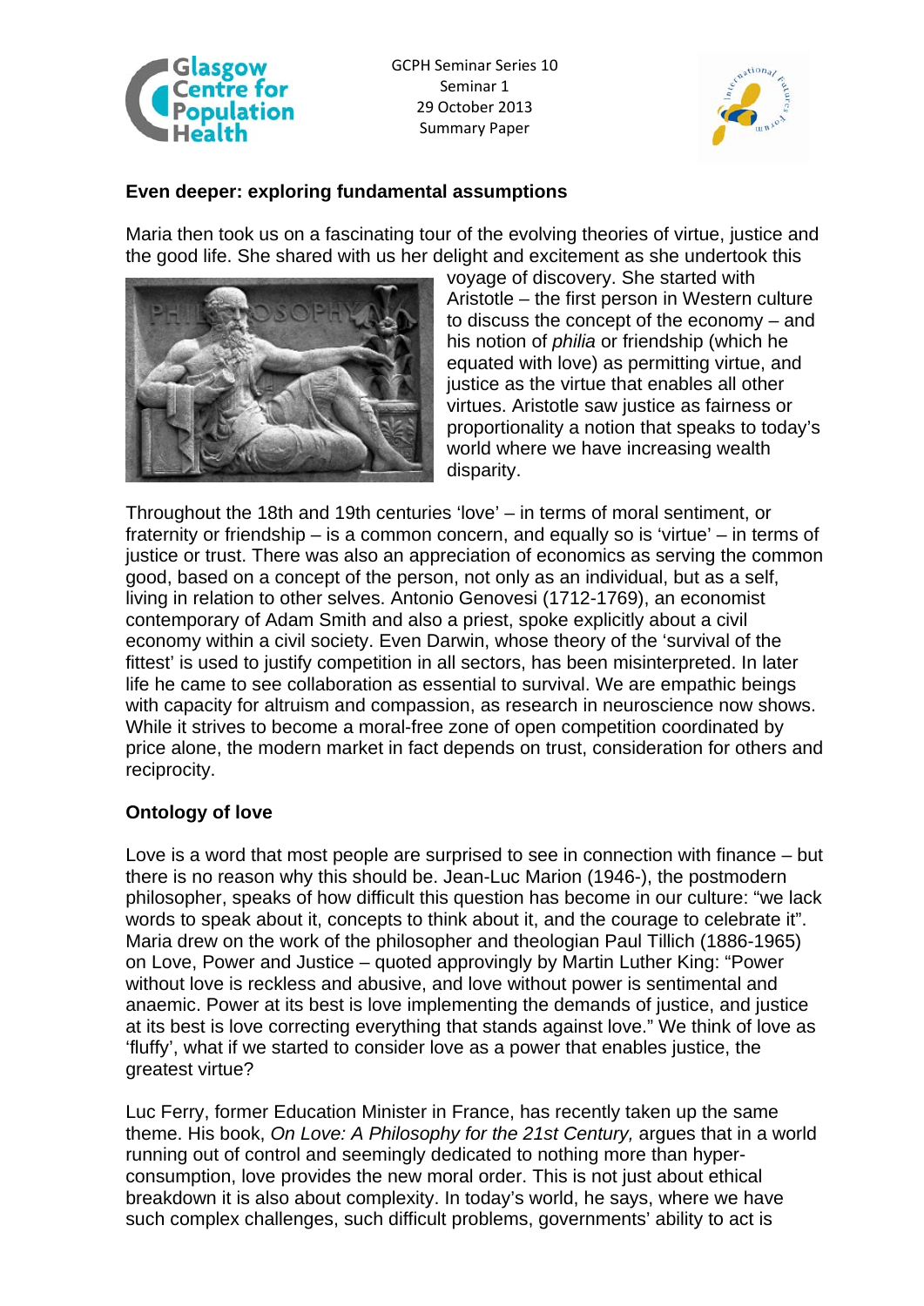## Even deeper: exploring fundamental assumptions

Maria then took us on a fascinating tour of the evolving theories of virtue, justice and the good life. She shared with us her delight and excitement as she undertook this voyage of discovery. She started with Aristotle – the first person in Western culture to discuss the concept of the economy – and his notion of *philia* or friendship (which he equated with love) as permitting virtue, and justice as the virtue that enables all other virtues. Aristotle saw justice as fairness or proportionality a notion that speaks to today's world where we have increasing wealth disparity.

Throughout the 18th and 19th centuries 'love' – in terms of moral sentiment, or fraternity or friendship – is a common concern, and equally so is 'virtue' – in terms of justice or trust. There was also an appreciation of economics as serving the common good, based on a concept of the person, not only as an individual, but as a self, living in relation to other selves. Antonio Genovesi (1712-1769), an economist contemporary of Adam Smith and also a priest, spoke explicitly about a civil economy within a civil society. Even Darwin, whose theory of the 'survival of the fittest' is used to justify competition in all sectors, has been misinterpreted. In later life he came to see collaboration as essential to survival. We are empathic beings with capacity for altruism and compassion, as research in neuroscience now shows. While it strives to become a moral-free zone of open competition coordinated by price alone, the modern market in fact depends on trust, consideration for others and reciprocity.

## Ontology of love

Love is a word that most people are surprised to see in connection with finance – but there is no reason why this should be. Jean-Luc Marion (1946-), the postmodern philosopher, speaks of how difficult this question has become in our culture: "we lack words to speak about it, concepts to think about it, and the courage to celebrate it". Maria drew on the work of the philosopher and theologian Paul Tillich (1886-1965) on Love, Power and Justice – quoted approvingly by Martin Luther King: "Power without love is reckless and abusive, and love without power is sentimental and anaemic. Power at its best is love implementing the demands of justice, and justice at its best is love correcting everything that stands against love." We think of love as 'fluffy', what if we started to consider love as a power that enables justice, the greatest virtue?

Luc Ferry, former Education Minister in France, has recently taken up the same theme. His book, *On Love: A Philosophy for the 21st Century,* argues that in a world running out of control and seemingly dedicated to nothing more than hyper-consumption, love provides the new moral order. This is not just about ethical breakdown it is also about complexity. In today's world, he says, where we have such complex challenges, such difficult problems, governments' ability to act is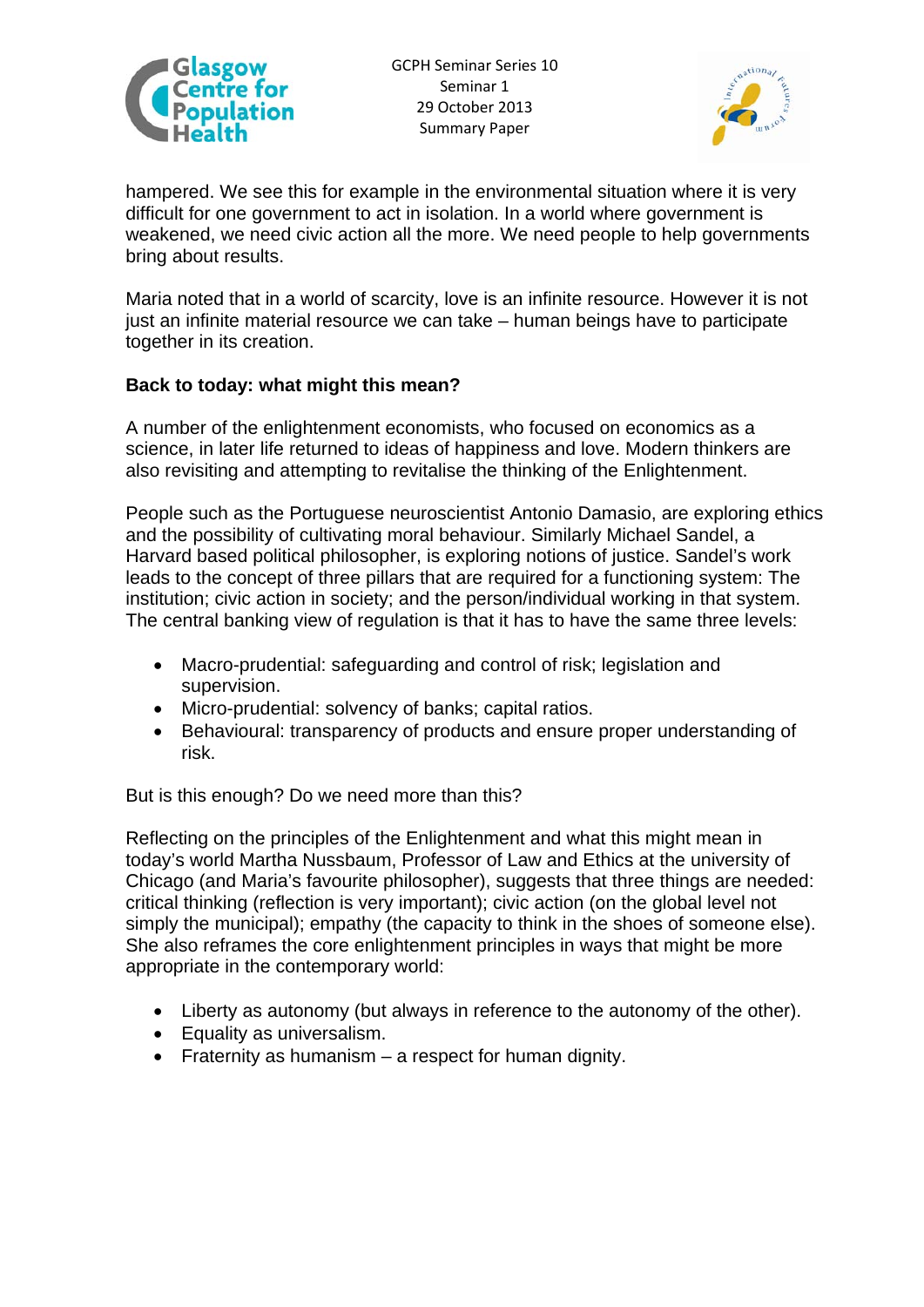hampered. We see this for example in the environmental situation where it is very difficult for one government to act in isolation. In a world where government is weakened, we need civic action all the more. We need people to help governments bring about results.

Maria noted that in a world of scarcity, love is an infinite resource. However it is not just an infinite material resource we can take – human beings have to participate together in its creation.

**Back to today: what might this mean?**

A number of the enlightenment economists, who focused on economics as a science, in later life returned to ideas of happiness and love. Modern thinkers are also revisiting and attempting to revitalise the thinking of the Enlightenment.

People such as the Portuguese neuroscientist Antonio Damasio, are exploring ethics and the possibility of cultivating moral behaviour. Similarly Michael Sandel, a Harvard based political philosopher, is exploring notions of justice. Sandel's work leads to the concept of three pillars that are required for a functioning system: The institution; civic action in society; and the person/individual working in that system. The central banking view of regulation is that it has to have the same three levels:

- Macro-prudential: safeguarding and control of risk; legislation and supervision.
- Micro-prudential: solvency of banks; capital ratios.
- Behavioural: transparency of products and ensure proper understanding of risk.

But is this enough? Do we need more than this?

Reflecting on the principles of the Enlightenment and what this might mean in today's world Martha Nussbaum, Professor of Law and Ethics at the university of Chicago (and Maria's favourite philosopher), suggests that three things are needed: critical thinking (reflection is very important); civic action (on the global level not simply the municipal); empathy (the capacity to think in the shoes of someone else). She also reframes the core enlightenment principles in ways that might be more appropriate in the contemporary world:

- Liberty as autonomy (but always in reference to the autonomy of the other).
- Equality as universalism.
- Fraternity as humanism – a respect for human dignity.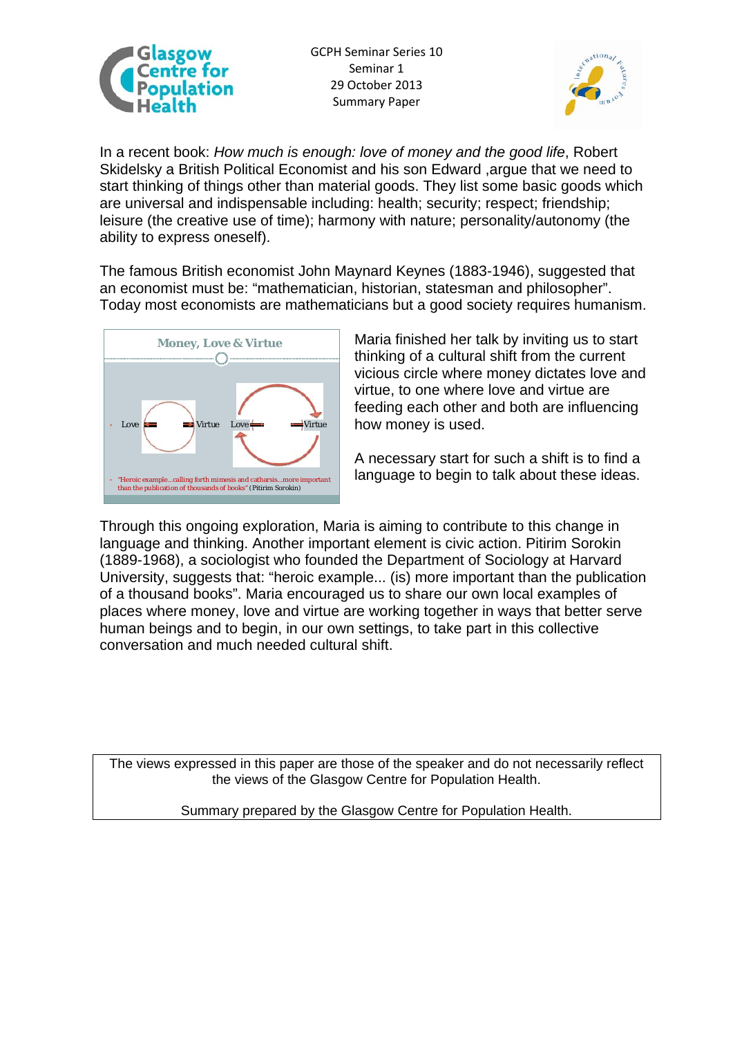In a recent book: *How much is enough: love of money and the good life*, Robert Skidelsky a British Political Economist and his son Edward ,argue that we need to start thinking of things other than material goods. They list some basic goods which are universal and indispensable including: health; security; respect; friendship; leisure (the creative use of time); harmony with nature; personality/autonomy (the ability to express oneself).

The famous British economist John Maynard Keynes (1883-1946), suggested that an economist must be: "mathematician, historian, statesman and philosopher". Today most economists are mathematicians but a good society requires humanism.

Money, Love & Virtue

Love Virtue Love Virtue

"Heroic example...calling forth mimesis and catharsis...more important than the publication of thousands of books" (Pitirim Sorokin)

Maria finished her talk by inviting us to start thinking of a cultural shift from the current vicious circle where money dictates love and virtue, to one where love and virtue are feeding each other and both are influencing how money is used.

A necessary start for such a shift is to find a language to begin to talk about these ideas.

Through this ongoing exploration, Maria is aiming to contribute to this change in language and thinking. Another important element is civic action. Pitirim Sorokin (1889-1968), a sociologist who founded the Department of Sociology at Harvard University, suggests that: "heroic example... (is) more important than the publication of a thousand books". Maria encouraged us to share our own local examples of places where money, love and virtue are working together in ways that better serve human beings and to begin, in our own settings, to take part in this collective conversation and much needed cultural shift.

The views expressed in this paper are those of the speaker and do not necessarily reflect the views of the Glasgow Centre for Population Health.

Summary prepared by the Glasgow Centre for Population Health.